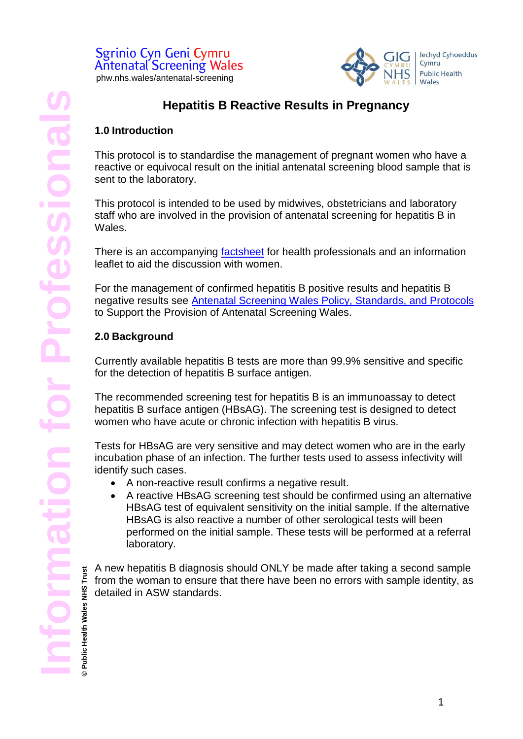Sgrinio Cyn Geni Cymru
Antenatal Screening Wales
phw.nhs.wales/antenatal-screening

# Hepatitis B Reactive Results in Pregnancy

## 1.0 Introduction

This protocol is to standardise the management of pregnant women who have a reactive or equivocal result on the initial antenatal screening blood sample that is sent to the laboratory.

This protocol is intended to be used by midwives, obstetricians and laboratory staff who are involved in the provision of antenatal screening for hepatitis B in Wales.

There is an accompanying factsheet for health professionals and an information leaflet to aid the discussion with women.

For the management of confirmed hepatitis B positive results and hepatitis B negative results see Antenatal Screening Wales Policy, Standards, and Protocols to Support the Provision of Antenatal Screening Wales.

## 2.0 Background

Currently available hepatitis B tests are more than 99.9% sensitive and specific for the detection of hepatitis B surface antigen.

The recommended screening test for hepatitis B is an immunoassay to detect hepatitis B surface antigen (HBsAG). The screening test is designed to detect women who have acute or chronic infection with hepatitis B virus.

Tests for HBsAG are very sensitive and may detect women who are in the early incubation phase of an infection. The further tests used to assess infectivity will identify such cases.

- A non-reactive result confirms a negative result.
- A reactive HBsAG screening test should be confirmed using an alternative HBsAG test of equivalent sensitivity on the initial sample. If the alternative HBsAG is also reactive a number of other serological tests will been performed on the initial sample. These tests will be performed at a referral laboratory.

A new hepatitis B diagnosis should ONLY be made after taking a second sample from the woman to ensure that there have been no errors with sample identity, as detailed in ASW standards.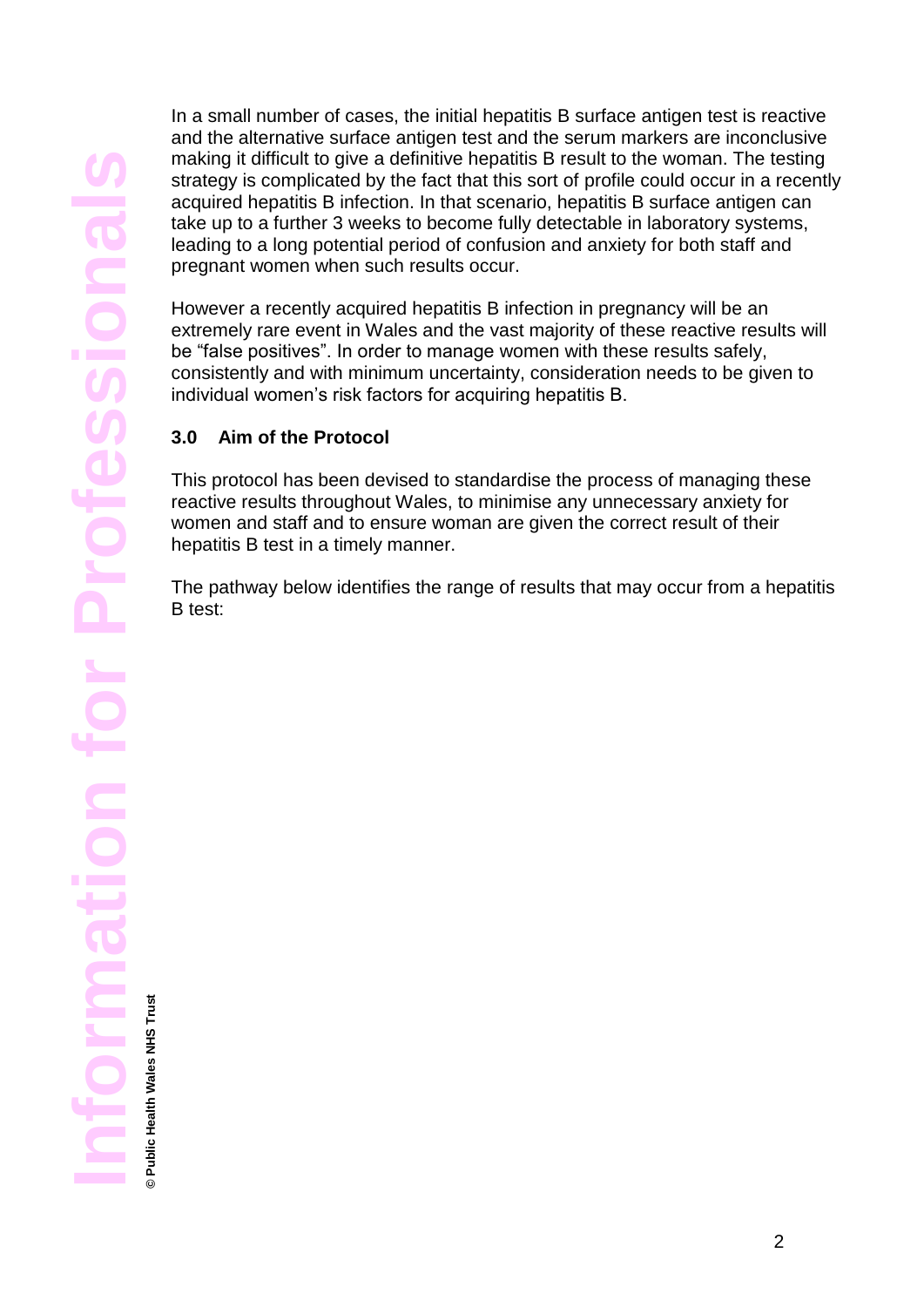In a small number of cases, the initial hepatitis B surface antigen test is reactive and the alternative surface antigen test and the serum markers are inconclusive making it difficult to give a definitive hepatitis B result to the woman. The testing strategy is complicated by the fact that this sort of profile could occur in a recently acquired hepatitis B infection. In that scenario, hepatitis B surface antigen can take up to a further 3 weeks to become fully detectable in laboratory systems, leading to a long potential period of confusion and anxiety for both staff and pregnant women when such results occur.

However a recently acquired hepatitis B infection in pregnancy will be an extremely rare event in Wales and the vast majority of these reactive results will be "false positives". In order to manage women with these results safely, consistently and with minimum uncertainty, consideration needs to be given to individual women's risk factors for acquiring hepatitis B.

## 3.0 Aim of the Protocol

This protocol has been devised to standardise the process of managing these reactive results throughout Wales, to minimise any unnecessary anxiety for women and staff and to ensure woman are given the correct result of their hepatitis B test in a timely manner.

The pathway below identifies the range of results that may occur from a hepatitis B test: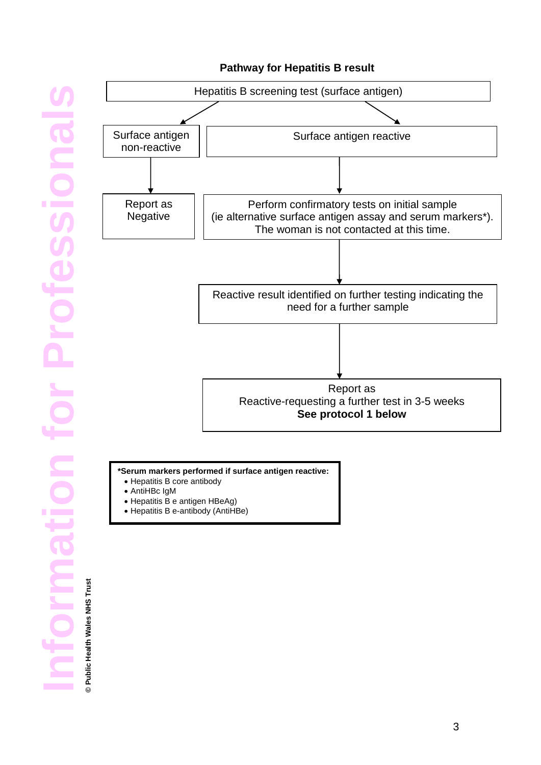## Pathway for Hepatitis B result

Hepatitis B screening test (surface antigen)

- **Surface antigen non-reactive**
  - → Report as Negative
- **Surface antigen reactive**
  - → Perform confirmatory tests on initial sample (ie alternative surface antigen assay and serum markers*). The woman is not contacted at this time.
  - → Reactive result identified on further testing indicating the need for a further sample
  - → Report as Reactive-requesting a further test in 3-5 weeks **See protocol 1 below**

**\*Serum markers performed if surface antigen reactive:**

- Hepatitis B core antibody
- AntiHBc IgM
- Hepatitis B e antigen HBeAg)
- Hepatitis B e-antibody (AntiHBe)

Information for Professionals

© Public Health Wales NHS Trust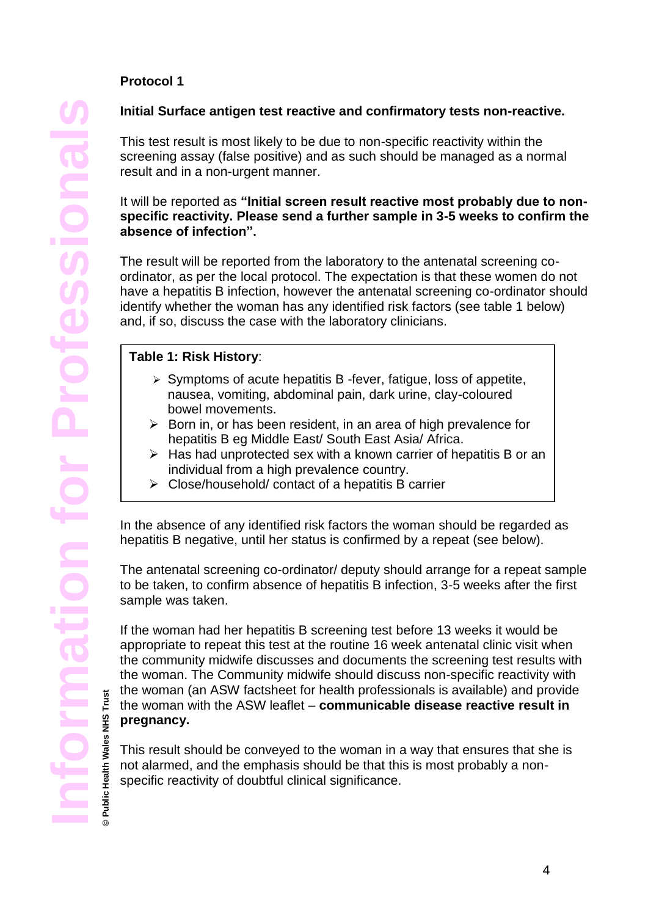**Protocol 1**

**Initial Surface antigen test reactive and confirmatory tests non-reactive.**

This test result is most likely to be due to non-specific reactivity within the screening assay (false positive) and as such should be managed as a normal result and in a non-urgent manner.

It will be reported as **"Initial screen result reactive most probably due to non-specific reactivity. Please send a further sample in 3-5 weeks to confirm the absence of infection".**

The result will be reported from the laboratory to the antenatal screening co-ordinator, as per the local protocol. The expectation is that these women do not have a hepatitis B infection, however the antenatal screening co-ordinator should identify whether the woman has any identified risk factors (see table 1 below) and, if so, discuss the case with the laboratory clinicians.

**Table 1: Risk History**:

- Symptoms of acute hepatitis B -fever, fatigue, loss of appetite, nausea, vomiting, abdominal pain, dark urine, clay-coloured bowel movements.
- Born in, or has been resident, in an area of high prevalence for hepatitis B eg Middle East/ South East Asia/ Africa.
- Has had unprotected sex with a known carrier of hepatitis B or an individual from a high prevalence country.
- Close/household/ contact of a hepatitis B carrier

In the absence of any identified risk factors the woman should be regarded as hepatitis B negative, until her status is confirmed by a repeat (see below).

The antenatal screening co-ordinator/ deputy should arrange for a repeat sample to be taken, to confirm absence of hepatitis B infection, 3-5 weeks after the first sample was taken.

If the woman had her hepatitis B screening test before 13 weeks it would be appropriate to repeat this test at the routine 16 week antenatal clinic visit when the community midwife discusses and documents the screening test results with the woman. The Community midwife should discuss non-specific reactivity with the woman (an ASW factsheet for health professionals is available) and provide the woman with the ASW leaflet – **communicable disease reactive result in pregnancy.**

This result should be conveyed to the woman in a way that ensures that she is not alarmed, and the emphasis should be that this is most probably a non-specific reactivity of doubtful clinical significance.